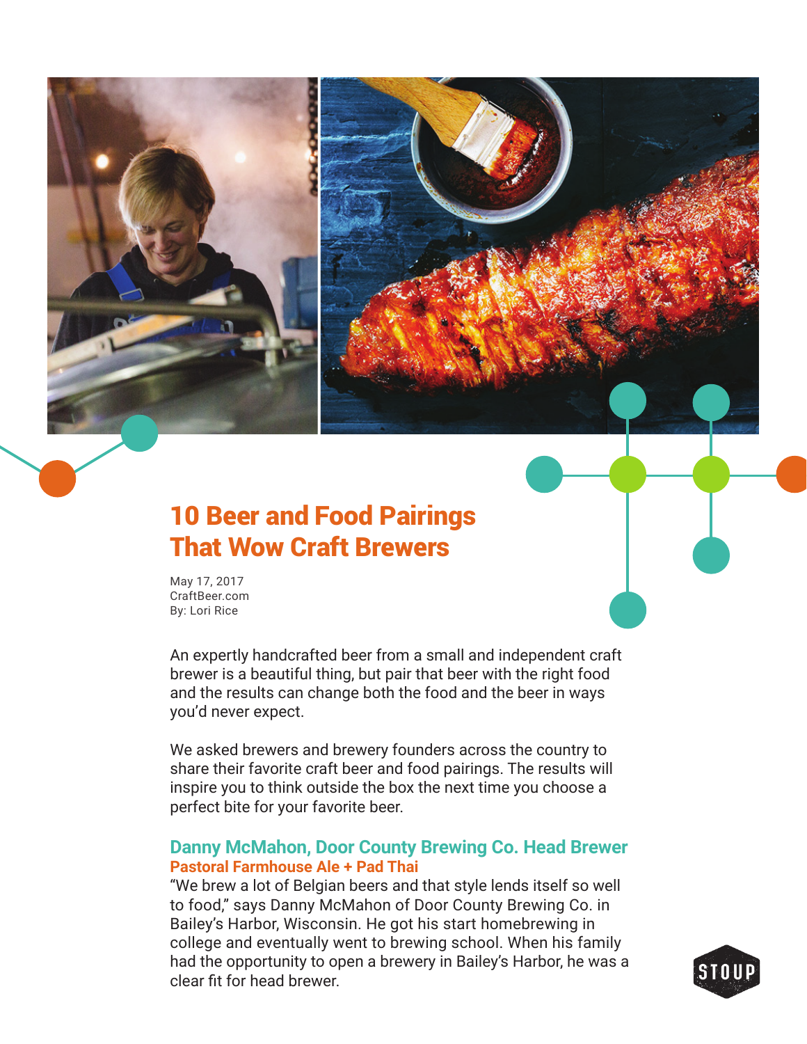# 10 Beer and Food Pairings That Wow Craft Brewers

May 17, 2017
CraftBeer.com
By: Lori Rice

An expertly handcrafted beer from a small and independent craft brewer is a beautiful thing, but pair that beer with the right food and the results can change both the food and the beer in ways you'd never expect.

We asked brewers and brewery founders across the country to share their favorite craft beer and food pairings. The results will inspire you to think outside the box the next time you choose a perfect bite for your favorite beer.

## Danny McMahon, Door County Brewing Co. Head Brewer

### Pastoral Farmhouse Ale + Pad Thai

"We brew a lot of Belgian beers and that style lends itself so well to food," says Danny McMahon of Door County Brewing Co. in Bailey's Harbor, Wisconsin. He got his start homebrewing in college and eventually went to brewing school. When his family had the opportunity to open a brewery in Bailey's Harbor, he was a clear fit for head brewer.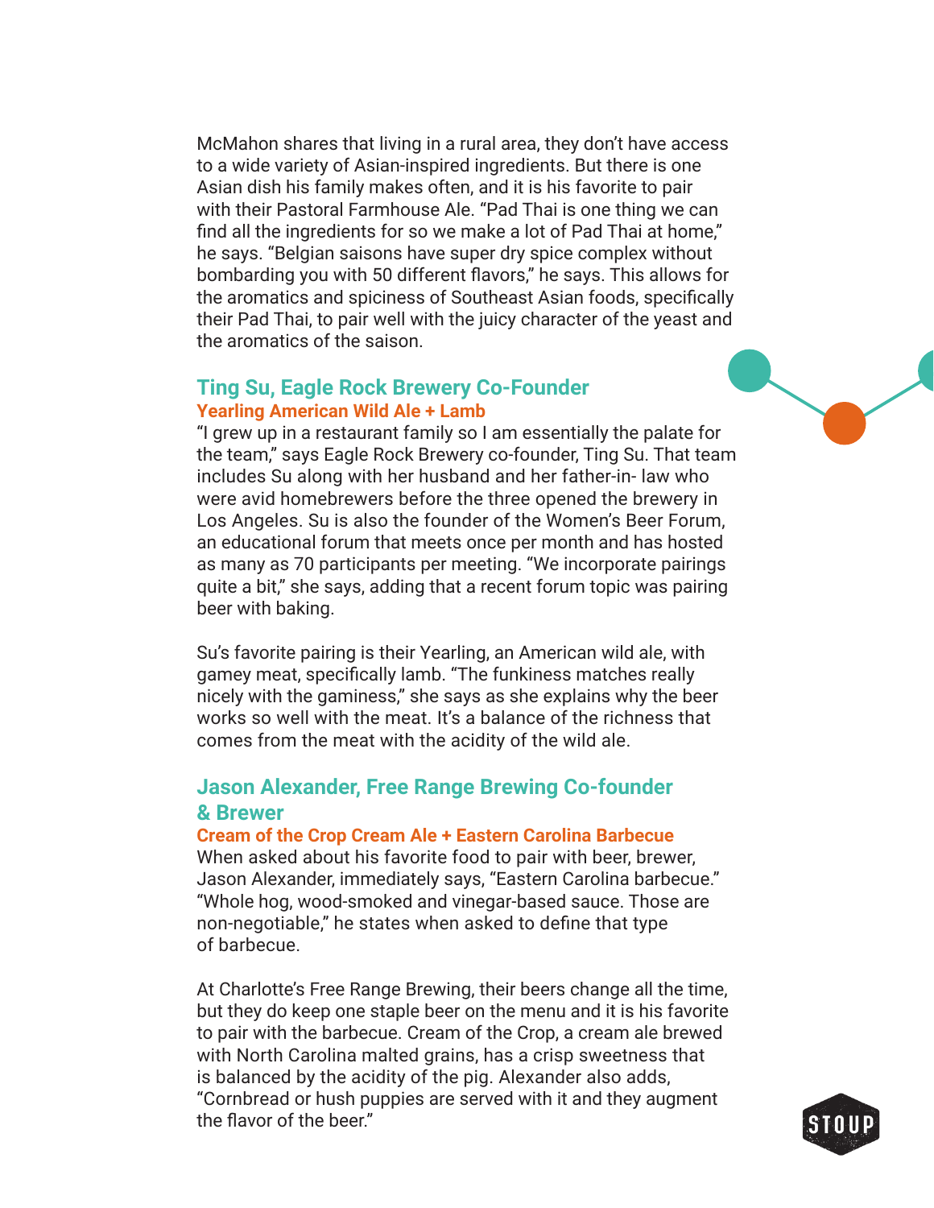McMahon shares that living in a rural area, they don't have access to a wide variety of Asian-inspired ingredients. But there is one Asian dish his family makes often, and it is his favorite to pair with their Pastoral Farmhouse Ale. "Pad Thai is one thing we can find all the ingredients for so we make a lot of Pad Thai at home," he says. "Belgian saisons have super dry spice complex without bombarding you with 50 different flavors," he says. This allows for the aromatics and spiciness of Southeast Asian foods, specifically their Pad Thai, to pair well with the juicy character of the yeast and the aromatics of the saison.

## Ting Su, Eagle Rock Brewery Co-Founder

### Yearling American Wild Ale + Lamb

"I grew up in a restaurant family so I am essentially the palate for the team," says Eagle Rock Brewery co-founder, Ting Su. That team includes Su along with her husband and her father-in- law who were avid homebrewers before the three opened the brewery in Los Angeles. Su is also the founder of the Women's Beer Forum, an educational forum that meets once per month and has hosted as many as 70 participants per meeting. "We incorporate pairings quite a bit," she says, adding that a recent forum topic was pairing beer with baking.

Su's favorite pairing is their Yearling, an American wild ale, with gamey meat, specifically lamb. "The funkiness matches really nicely with the gaminess," she says as she explains why the beer works so well with the meat. It's a balance of the richness that comes from the meat with the acidity of the wild ale.

## Jason Alexander, Free Range Brewing Co-founder & Brewer

### Cream of the Crop Cream Ale + Eastern Carolina Barbecue

When asked about his favorite food to pair with beer, brewer, Jason Alexander, immediately says, "Eastern Carolina barbecue." "Whole hog, wood-smoked and vinegar-based sauce. Those are non-negotiable," he states when asked to define that type of barbecue.

At Charlotte's Free Range Brewing, their beers change all the time, but they do keep one staple beer on the menu and it is his favorite to pair with the barbecue. Cream of the Crop, a cream ale brewed with North Carolina malted grains, has a crisp sweetness that is balanced by the acidity of the pig. Alexander also adds, "Cornbread or hush puppies are served with it and they augment the flavor of the beer."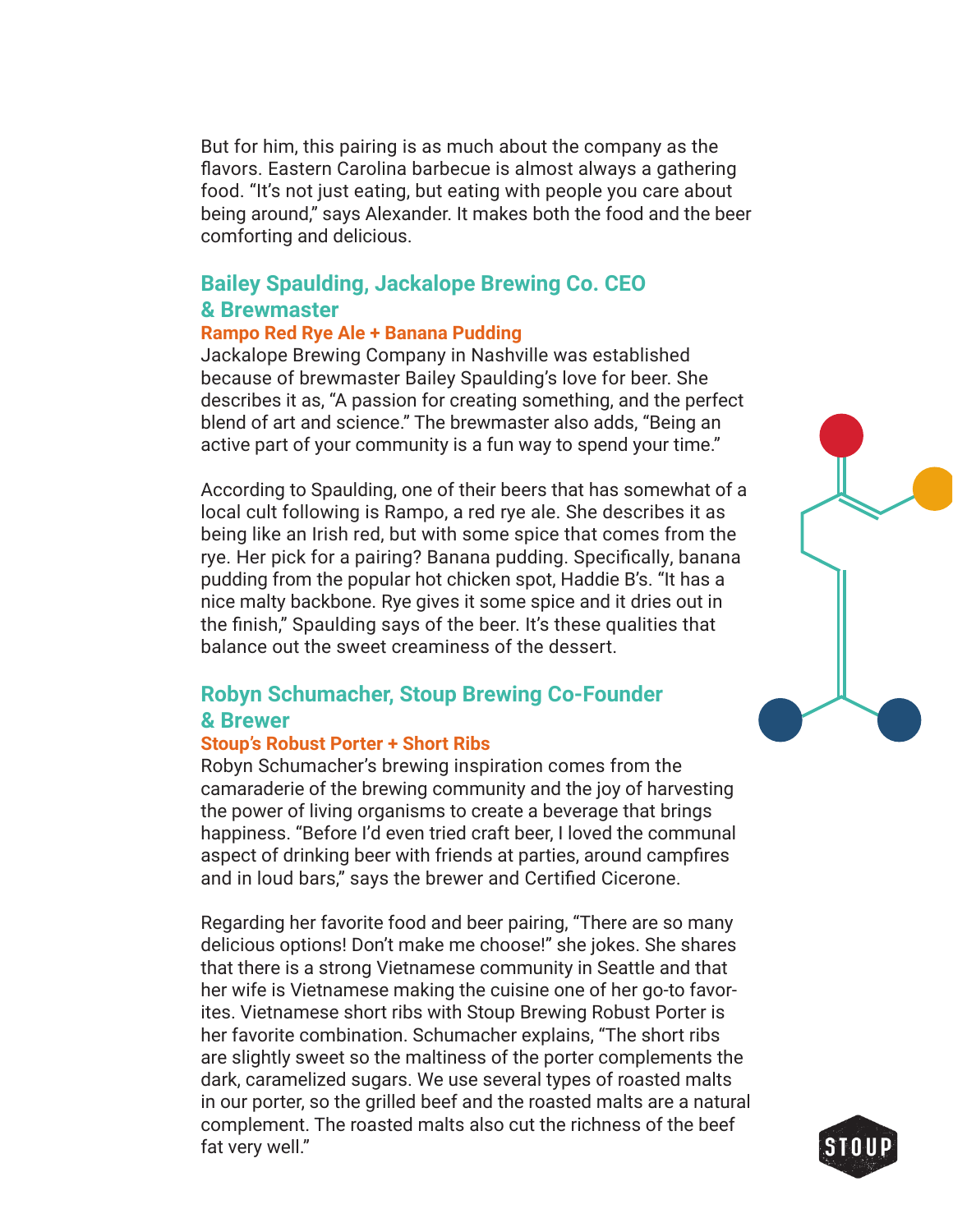But for him, this pairing is as much about the company as the flavors. Eastern Carolina barbecue is almost always a gathering food. "It's not just eating, but eating with people you care about being around," says Alexander. It makes both the food and the beer comforting and delicious.

## Bailey Spaulding, Jackalope Brewing Co. CEO & Brewmaster

**Rampo Red Rye Ale + Banana Pudding**

Jackalope Brewing Company in Nashville was established because of brewmaster Bailey Spaulding's love for beer. She describes it as, "A passion for creating something, and the perfect blend of art and science." The brewmaster also adds, "Being an active part of your community is a fun way to spend your time."

According to Spaulding, one of their beers that has somewhat of a local cult following is Rampo, a red rye ale. She describes it as being like an Irish red, but with some spice that comes from the rye. Her pick for a pairing? Banana pudding. Specifically, banana pudding from the popular hot chicken spot, Haddie B's. "It has a nice malty backbone. Rye gives it some spice and it dries out in the finish," Spaulding says of the beer. It's these qualities that balance out the sweet creaminess of the dessert.

## Robyn Schumacher, Stoup Brewing Co-Founder & Brewer

**Stoup's Robust Porter + Short Ribs**

Robyn Schumacher's brewing inspiration comes from the camaraderie of the brewing community and the joy of harvesting the power of living organisms to create a beverage that brings happiness. "Before I'd even tried craft beer, I loved the communal aspect of drinking beer with friends at parties, around campfires and in loud bars," says the brewer and Certified Cicerone.

Regarding her favorite food and beer pairing, "There are so many delicious options! Don't make me choose!" she jokes. She shares that there is a strong Vietnamese community in Seattle and that her wife is Vietnamese making the cuisine one of her go-to favorites. Vietnamese short ribs with Stoup Brewing Robust Porter is her favorite combination. Schumacher explains, "The short ribs are slightly sweet so the maltiness of the porter complements the dark, caramelized sugars. We use several types of roasted malts in our porter, so the grilled beef and the roasted malts are a natural complement. The roasted malts also cut the richness of the beef fat very well."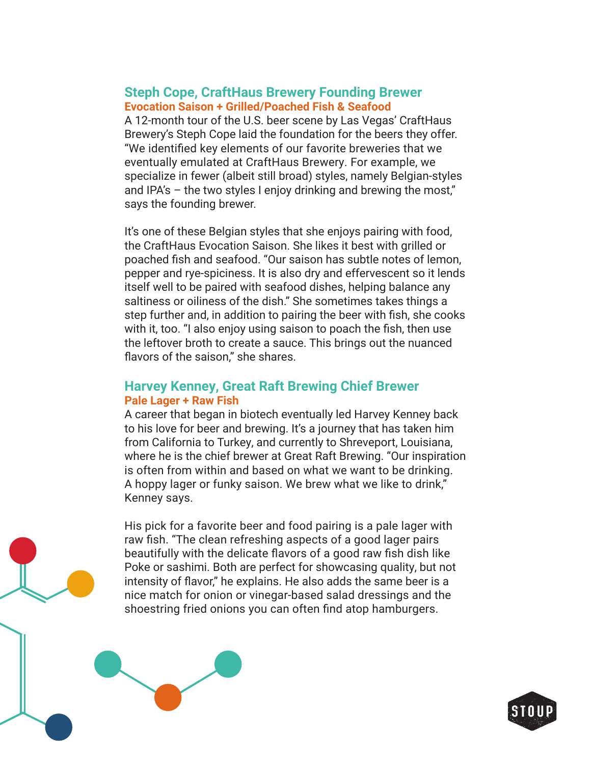## Steph Cope, CraftHaus Brewery Founding Brewer

### Evocation Saison + Grilled/Poached Fish & Seafood

A 12-month tour of the U.S. beer scene by Las Vegas' CraftHaus Brewery's Steph Cope laid the foundation for the beers they offer. "We identified key elements of our favorite breweries that we eventually emulated at CraftHaus Brewery. For example, we specialize in fewer (albeit still broad) styles, namely Belgian-styles and IPA's – the two styles I enjoy drinking and brewing the most," says the founding brewer.

It's one of these Belgian styles that she enjoys pairing with food, the CraftHaus Evocation Saison. She likes it best with grilled or poached fish and seafood. "Our saison has subtle notes of lemon, pepper and rye-spiciness. It is also dry and effervescent so it lends itself well to be paired with seafood dishes, helping balance any saltiness or oiliness of the dish." She sometimes takes things a step further and, in addition to pairing the beer with fish, she cooks with it, too. "I also enjoy using saison to poach the fish, then use the leftover broth to create a sauce. This brings out the nuanced flavors of the saison," she shares.

## Harvey Kenney, Great Raft Brewing Chief Brewer

### Pale Lager + Raw Fish

A career that began in biotech eventually led Harvey Kenney back to his love for beer and brewing. It's a journey that has taken him from California to Turkey, and currently to Shreveport, Louisiana, where he is the chief brewer at Great Raft Brewing. "Our inspiration is often from within and based on what we want to be drinking. A hoppy lager or funky saison. We brew what we like to drink," Kenney says.

His pick for a favorite beer and food pairing is a pale lager with raw fish. "The clean refreshing aspects of a good lager pairs beautifully with the delicate flavors of a good raw fish dish like Poke or sashimi. Both are perfect for showcasing quality, but not intensity of flavor," he explains. He also adds the same beer is a nice match for onion or vinegar-based salad dressings and the shoestring fried onions you can often find atop hamburgers.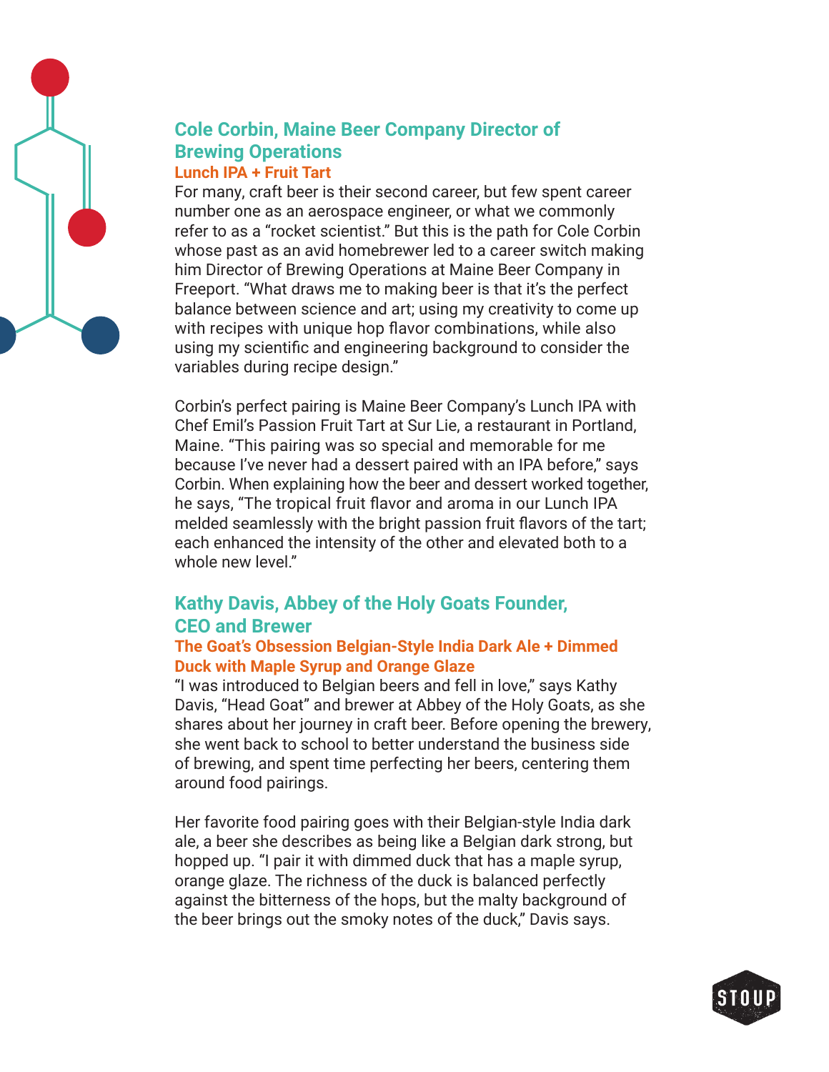## Cole Corbin, Maine Beer Company Director of Brewing Operations

### Lunch IPA + Fruit Tart

For many, craft beer is their second career, but few spent career number one as an aerospace engineer, or what we commonly refer to as a "rocket scientist." But this is the path for Cole Corbin whose past as an avid homebrewer led to a career switch making him Director of Brewing Operations at Maine Beer Company in Freeport. "What draws me to making beer is that it's the perfect balance between science and art; using my creativity to come up with recipes with unique hop flavor combinations, while also using my scientific and engineering background to consider the variables during recipe design."

Corbin's perfect pairing is Maine Beer Company's Lunch IPA with Chef Emil's Passion Fruit Tart at Sur Lie, a restaurant in Portland, Maine. "This pairing was so special and memorable for me because I've never had a dessert paired with an IPA before," says Corbin. When explaining how the beer and dessert worked together, he says, "The tropical fruit flavor and aroma in our Lunch IPA melded seamlessly with the bright passion fruit flavors of the tart; each enhanced the intensity of the other and elevated both to a whole new level."

## Kathy Davis, Abbey of the Holy Goats Founder, CEO and Brewer

### The Goat's Obsession Belgian-Style India Dark Ale + Dimmed Duck with Maple Syrup and Orange Glaze

"I was introduced to Belgian beers and fell in love," says Kathy Davis, "Head Goat" and brewer at Abbey of the Holy Goats, as she shares about her journey in craft beer. Before opening the brewery, she went back to school to better understand the business side of brewing, and spent time perfecting her beers, centering them around food pairings.

Her favorite food pairing goes with their Belgian-style India dark ale, a beer she describes as being like a Belgian dark strong, but hopped up. "I pair it with dimmed duck that has a maple syrup, orange glaze. The richness of the duck is balanced perfectly against the bitterness of the hops, but the malty background of the beer brings out the smoky notes of the duck," Davis says.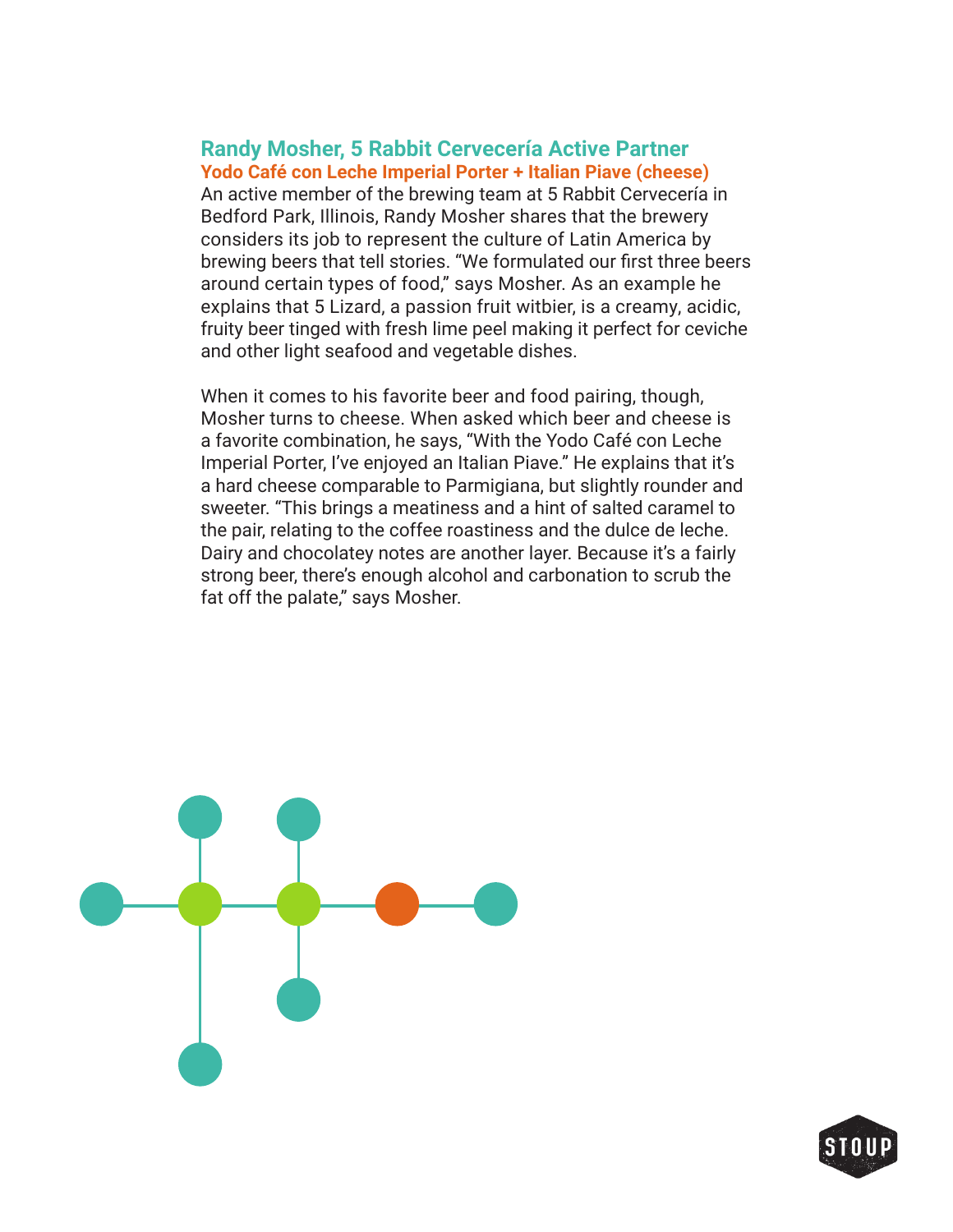## Randy Mosher, 5 Rabbit Cervecería Active Partner

**Yodo Café con Leche Imperial Porter + Italian Piave (cheese)**

An active member of the brewing team at 5 Rabbit Cervecería in Bedford Park, Illinois, Randy Mosher shares that the brewery considers its job to represent the culture of Latin America by brewing beers that tell stories. "We formulated our first three beers around certain types of food," says Mosher. As an example he explains that 5 Lizard, a passion fruit witbier, is a creamy, acidic, fruity beer tinged with fresh lime peel making it perfect for ceviche and other light seafood and vegetable dishes.

When it comes to his favorite beer and food pairing, though, Mosher turns to cheese. When asked which beer and cheese is a favorite combination, he says, "With the Yodo Café con Leche Imperial Porter, I've enjoyed an Italian Piave." He explains that it's a hard cheese comparable to Parmigiana, but slightly rounder and sweeter. "This brings a meatiness and a hint of salted caramel to the pair, relating to the coffee roastiness and the dulce de leche. Dairy and chocolatey notes are another layer. Because it's a fairly strong beer, there's enough alcohol and carbonation to scrub the fat off the palate," says Mosher.